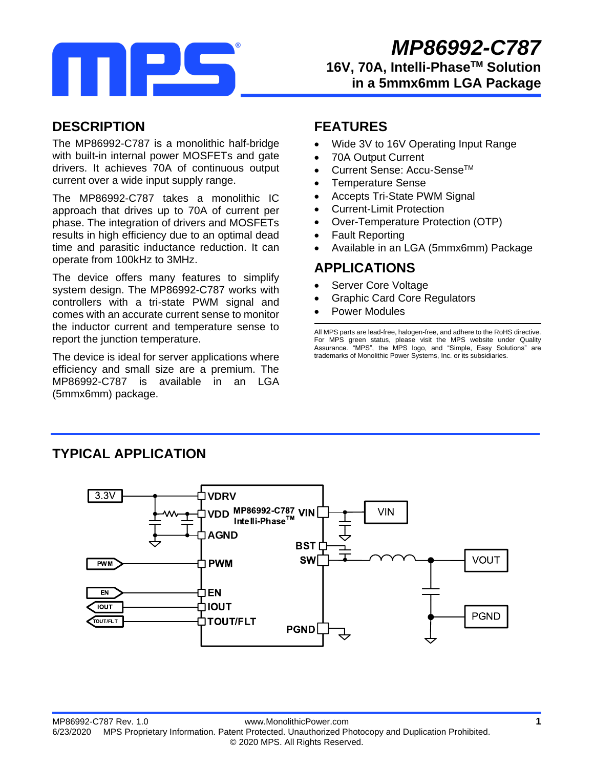# MP86992-C787

**16V, 70A, Intelli-Phase™ Solution in a 5mmx6mm LGA Package**

## DESCRIPTION

The MP86992-C787 is a monolithic half-bridge with built-in internal power MOSFETs and gate drivers. It achieves 70A of continuous output current over a wide input supply range.

The MP86992-C787 takes a monolithic IC approach that drives up to 70A of current per phase. The integration of drivers and MOSFETs results in high efficiency due to an optimal dead time and parasitic inductance reduction. It can operate from 100kHz to 3MHz.

The device offers many features to simplify system design. The MP86992-C787 works with controllers with a tri-state PWM signal and comes with an accurate current sense to monitor the inductor current and temperature sense to report the junction temperature.

The device is ideal for server applications where efficiency and small size are a premium. The MP86992-C787 is available in an LGA (5mmx6mm) package.

## FEATURES

- Wide 3V to 16V Operating Input Range
- 70A Output Current
- Current Sense: Accu-Sense™
- Temperature Sense
- Accepts Tri-State PWM Signal
- Current-Limit Protection
- Over-Temperature Protection (OTP)
- Fault Reporting
- Available in an LGA (5mmx6mm) Package

## APPLICATIONS

- Server Core Voltage
- Graphic Card Core Regulators
- Power Modules

All MPS parts are lead-free, halogen-free, and adhere to the RoHS directive. For MPS green status, please visit the MPS website under Quality Assurance. "MPS", the MPS logo, and "Simple, Easy Solutions" are trademarks of Monolithic Power Systems, Inc. or its subsidiaries.

## TYPICAL APPLICATION

3.3V — VDRV, VDD, AGND, PWM, EN, IOUT, TOUT/FLT — MP86992-C787 Intelli-Phase™ — VIN, BST, SW, PGND — VIN, VOUT, PGND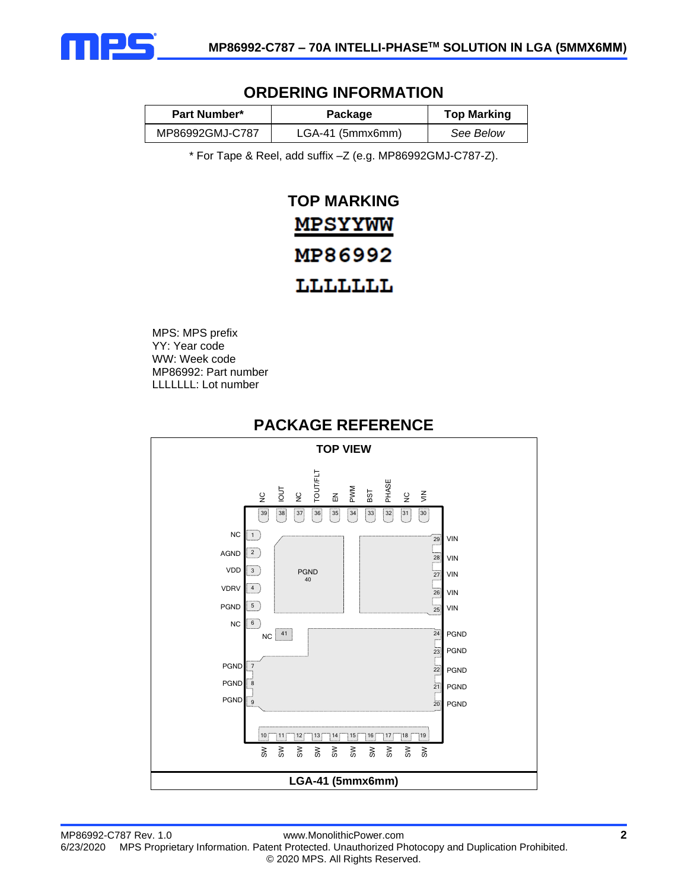## ORDERING INFORMATION

| Part Number* | Package | Top Marking |
|---|---|---|
| MP86992GMJ-C787 | LGA-41 (5mmx6mm) | *See Below* |

\* For Tape & Reel, add suffix –Z (e.g. MP86992GMJ-C787-Z).

## TOP MARKING

MPSYYWW
MP86992
LLLLLLL

MPS: MPS prefix
YY: Year code
WW: Week code
MP86992: Part number
LLLLLLL: Lot number

## PACKAGE REFERENCE

TOP VIEW

NC 39
IOUT 38
NC 37
TOUT/FLT 36
EN 35
PWM 34
BST 33
PHASE 32
NC 31
VIN 30

NC 1
AGND 2
VDD 3
VDRV 4
PGND 5
NC 6
PGND 7
PGND 8
PGND 9

PGND 40
NC 41

29 VIN
28 VIN
27 VIN
26 VIN
25 VIN
24 PGND
23 PGND
22 PGND
21 PGND
20 PGND

SW 10
SW 11
SW 12
SW 13
SW 14
SW 15
SW 16
SW 17
SW 18
SW 19

LGA-41 (5mmx6mm)